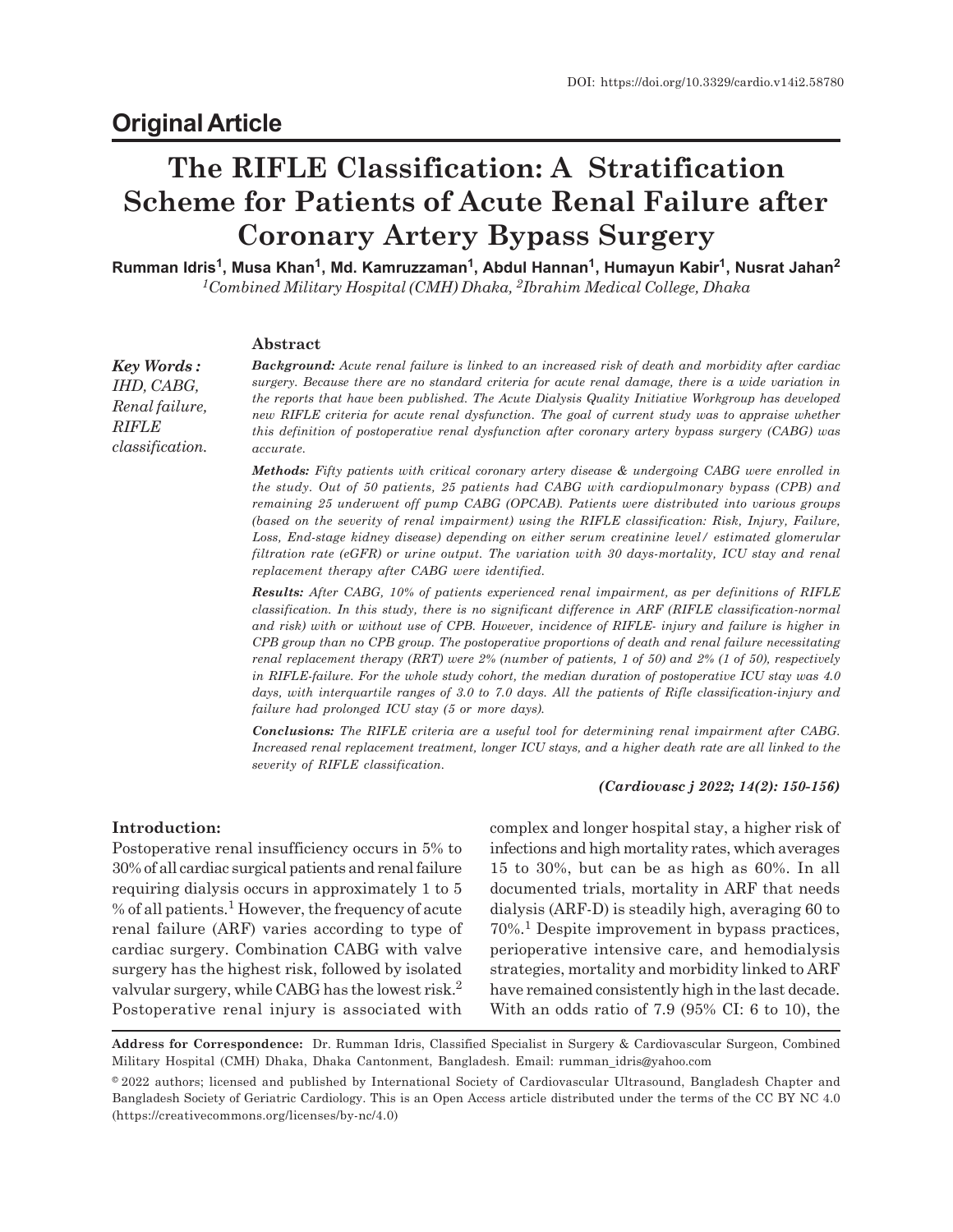DOI: https://doi.org/10.3329/cardio.v14i2.58780

## Original Article

# The RIFLE Classification: A Stratification Scheme for Patients of Acute Renal Failure after Coronary Artery Bypass Surgery

**Rumman Idris[1], Musa Khan[1], Md. Kamruzzaman[1], Abdul Hannan[1], Humayun Kabir[1], Nusrat Jahan[2]**

*[1]Combined Military Hospital (CMH) Dhaka, [2]Ibrahim Medical College, Dhaka*

***Key Words :*** *IHD, CABG, Renal failure, RIFLE classification.*

### Abstract

***Background:*** *Acute renal failure is linked to an increased risk of death and morbidity after cardiac surgery. Because there are no standard criteria for acute renal damage, there is a wide variation in the reports that have been published. The Acute Dialysis Quality Initiative Workgroup has developed new RIFLE criteria for acute renal dysfunction. The goal of current study was to appraise whether this definition of postoperative renal dysfunction after coronary artery bypass surgery (CABG) was accurate.*

***Methods:*** *Fifty patients with critical coronary artery disease & undergoing CABG were enrolled in the study. Out of 50 patients, 25 patients had CABG with cardiopulmonary bypass (CPB) and remaining 25 underwent off pump CABG (OPCAB). Patients were distributed into various groups (based on the severity of renal impairment) using the RIFLE classification: Risk, Injury, Failure, Loss, End-stage kidney disease) depending on either serum creatinine level/ estimated glomerular filtration rate (eGFR) or urine output. The variation with 30 days-mortality, ICU stay and renal replacement therapy after CABG were identified.*

***Results:*** *After CABG, 10% of patients experienced renal impairment, as per definitions of RIFLE classification. In this study, there is no significant difference in ARF (RIFLE classification-normal and risk) with or without use of CPB. However, incidence of RIFLE- injury and failure is higher in CPB group than no CPB group. The postoperative proportions of death and renal failure necessitating renal replacement therapy (RRT) were 2% (number of patients, 1 of 50) and 2% (1 of 50), respectively in RIFLE-failure. For the whole study cohort, the median duration of postoperative ICU stay was 4.0 days, with interquartile ranges of 3.0 to 7.0 days. All the patients of Rifle classification-injury and failure had prolonged ICU stay (5 or more days).*

***Conclusions:*** *The RIFLE criteria are a useful tool for determining renal impairment after CABG. Increased renal replacement treatment, longer ICU stays, and a higher death rate are all linked to the severity of RIFLE classification.*

***(Cardiovasc j 2022; 14(2): 150-156)***

### Introduction:

Postoperative renal insufficiency occurs in 5% to 30% of all cardiac surgical patients and renal failure requiring dialysis occurs in approximately 1 to 5 % of all patients.[1] However, the frequency of acute renal failure (ARF) varies according to type of cardiac surgery. Combination CABG with valve surgery has the highest risk, followed by isolated valvular surgery, while CABG has the lowest risk.[2] Postoperative renal injury is associated with complex and longer hospital stay, a higher risk of infections and high mortality rates, which averages 15 to 30%, but can be as high as 60%. In all documented trials, mortality in ARF that needs dialysis (ARF-D) is steadily high, averaging 60 to 70%.[1] Despite improvement in bypass practices, perioperative intensive care, and hemodialysis strategies, mortality and morbidity linked to ARF have remained consistently high in the last decade. With an odds ratio of 7.9 (95% CI: 6 to 10), the

**Address for Correspondence:** Dr. Rumman Idris, Classified Specialist in Surgery & Cardiovascular Surgeon, Combined Military Hospital (CMH) Dhaka, Dhaka Cantonment, Bangladesh. Email: rumman_idris@yahoo.com

© 2022 authors; licensed and published by International Society of Cardiovascular Ultrasound, Bangladesh Chapter and Bangladesh Society of Geriatric Cardiology. This is an Open Access article distributed under the terms of the CC BY NC 4.0 (https://creativecommons.org/licenses/by-nc/4.0)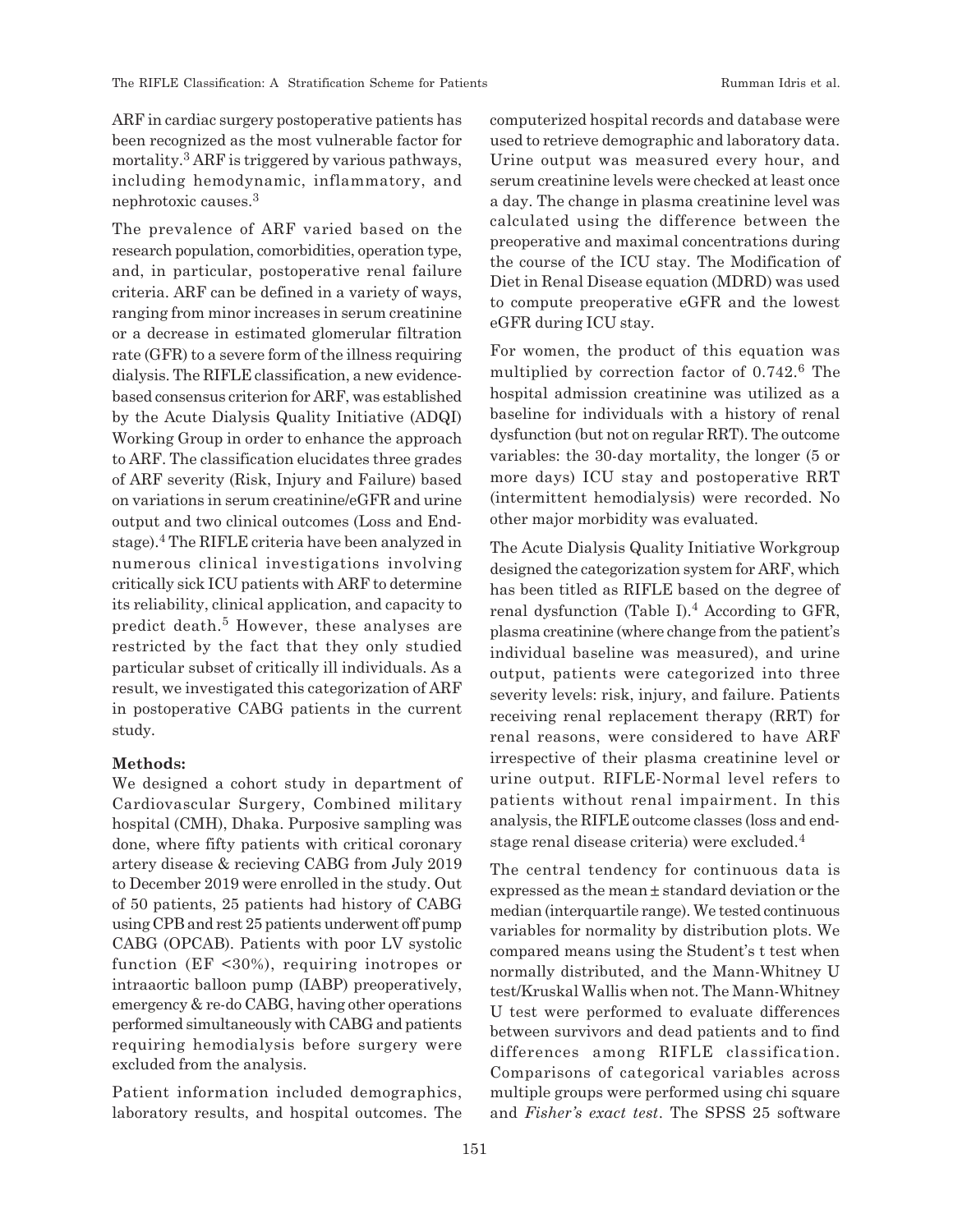ARF in cardiac surgery postoperative patients has been recognized as the most vulnerable factor for mortality.[3] ARF is triggered by various pathways, including hemodynamic, inflammatory, and nephrotoxic causes.[3]

The prevalence of ARF varied based on the research population, comorbidities, operation type, and, in particular, postoperative renal failure criteria. ARF can be defined in a variety of ways, ranging from minor increases in serum creatinine or a decrease in estimated glomerular filtration rate (GFR) to a severe form of the illness requiring dialysis. The RIFLE classification, a new evidence-based consensus criterion for ARF, was established by the Acute Dialysis Quality Initiative (ADQI) Working Group in order to enhance the approach to ARF. The classification elucidates three grades of ARF severity (Risk, Injury and Failure) based on variations in serum creatinine/eGFR and urine output and two clinical outcomes (Loss and End-stage).[4] The RIFLE criteria have been analyzed in numerous clinical investigations involving critically sick ICU patients with ARF to determine its reliability, clinical application, and capacity to predict death.[5] However, these analyses are restricted by the fact that they only studied particular subset of critically ill individuals. As a result, we investigated this categorization of ARF in postoperative CABG patients in the current study.

**Methods:**

We designed a cohort study in department of Cardiovascular Surgery, Combined military hospital (CMH), Dhaka. Purposive sampling was done, where fifty patients with critical coronary artery disease & recieving CABG from July 2019 to December 2019 were enrolled in the study. Out of 50 patients, 25 patients had history of CABG using CPB and rest 25 patients underwent off pump CABG (OPCAB). Patients with poor LV systolic function (EF <30%), requiring inotropes or intraaortic balloon pump (IABP) preoperatively, emergency & re-do CABG, having other operations performed simultaneously with CABG and patients requiring hemodialysis before surgery were excluded from the analysis.

Patient information included demographics, laboratory results, and hospital outcomes. The computerized hospital records and database were used to retrieve demographic and laboratory data. Urine output was measured every hour, and serum creatinine levels were checked at least once a day. The change in plasma creatinine level was calculated using the difference between the preoperative and maximal concentrations during the course of the ICU stay. The Modification of Diet in Renal Disease equation (MDRD) was used to compute preoperative eGFR and the lowest eGFR during ICU stay.

For women, the product of this equation was multiplied by correction factor of 0.742.[6] The hospital admission creatinine was utilized as a baseline for individuals with a history of renal dysfunction (but not on regular RRT). The outcome variables: the 30-day mortality, the longer (5 or more days) ICU stay and postoperative RRT (intermittent hemodialysis) were recorded. No other major morbidity was evaluated.

The Acute Dialysis Quality Initiative Workgroup designed the categorization system for ARF, which has been titled as RIFLE based on the degree of renal dysfunction (Table I).[4] According to GFR, plasma creatinine (where change from the patient's individual baseline was measured), and urine output, patients were categorized into three severity levels: risk, injury, and failure. Patients receiving renal replacement therapy (RRT) for renal reasons, were considered to have ARF irrespective of their plasma creatinine level or urine output. RIFLE-Normal level refers to patients without renal impairment. In this analysis, the RIFLE outcome classes (loss and end-stage renal disease criteria) were excluded.[4]

The central tendency for continuous data is expressed as the mean ± standard deviation or the median (interquartile range). We tested continuous variables for normality by distribution plots. We compared means using the Student's t test when normally distributed, and the Mann-Whitney U test/Kruskal Wallis when not. The Mann-Whitney U test were performed to evaluate differences between survivors and dead patients and to find differences among RIFLE classification. Comparisons of categorical variables across multiple groups were performed using chi square and *Fisher's exact test*. The SPSS 25 software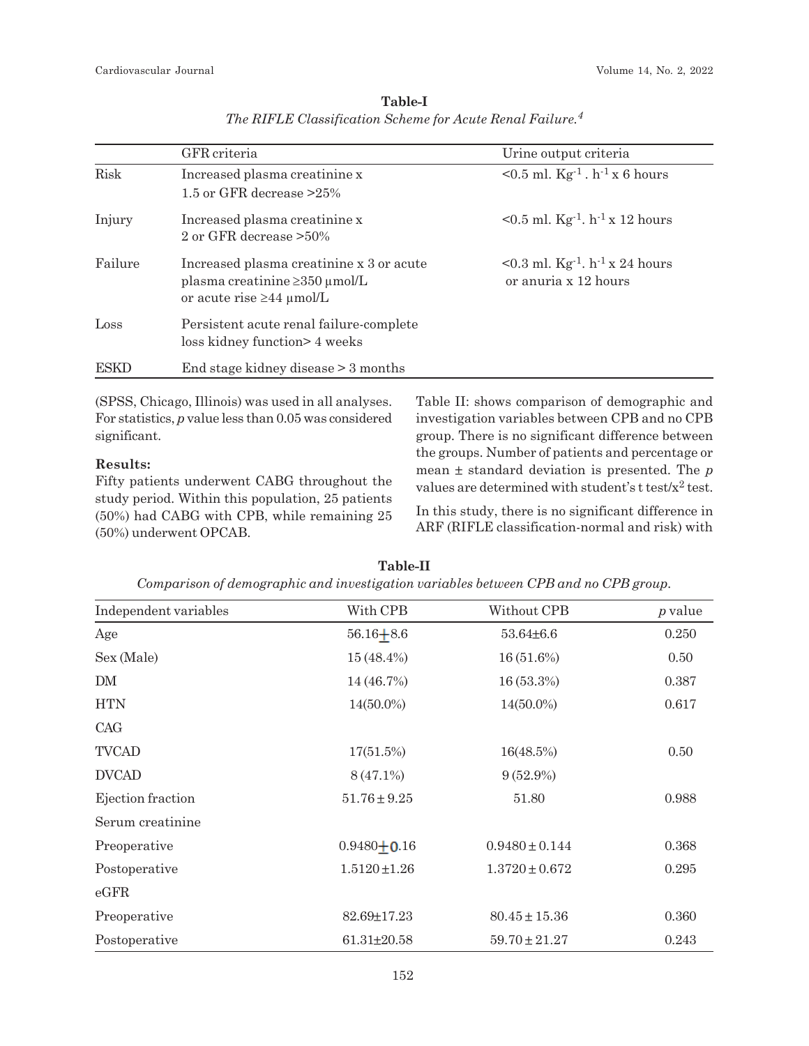**Table-I**

*The RIFLE Classification Scheme for Acute Renal Failure.[4]*

| | GFR criteria | Urine output criteria |
|---|---|---|
| Risk | Increased plasma creatinine x 1.5 or GFR decrease >25% | <0.5 ml. $Kg^{-1}$ . $h^{-1}$ x 6 hours |
| Injury | Increased plasma creatinine x 2 or GFR decrease >50% | <0.5 ml. $Kg^{-1}$. $h^{-1}$ x 12 hours |
| Failure | Increased plasma creatinine x 3 or acute plasma creatinine ≥350 µmol/L or acute rise ≥44 µmol/L | <0.3 ml. $Kg^{-1}$. $h^{-1}$ x 24 hours or anuria x 12 hours |
| Loss | Persistent acute renal failure-complete loss kidney function> 4 weeks | |
| ESKD | End stage kidney disease > 3 months | |

(SPSS, Chicago, Illinois) was used in all analyses. For statistics, *p* value less than 0.05 was considered significant.

**Results:**

Fifty patients underwent CABG throughout the study period. Within this population, 25 patients (50%) had CABG with CPB, while remaining 25 (50%) underwent OPCAB.

Table II: shows comparison of demographic and investigation variables between CPB and no CPB group. There is no significant difference between the groups. Number of patients and percentage or mean ± standard deviation is presented. The *p* values are determined with student's t test/$x^2$ test.

In this study, there is no significant difference in ARF (RIFLE classification-normal and risk) with

**Table-II**

*Comparison of demographic and investigation variables between CPB and no CPB group.*

| Independent variables | With CPB | Without CPB | *p* value |
|---|---|---|---|
| Age | 56.16±8.6 | 53.64±6.6 | 0.250 |
| Sex (Male) | 15 (48.4%) | 16 (51.6%) | 0.50 |
| DM | 14 (46.7%) | 16 (53.3%) | 0.387 |
| HTN | 14(50.0%) | 14(50.0%) | 0.617 |
| CAG | | | |
| TVCAD | 17(51.5%) | 16(48.5%) | 0.50 |
| DVCAD | 8 (47.1%) | 9 (52.9%) | |
| Ejection fraction | 51.76 ± 9.25 | 51.80 | 0.988 |
| Serum creatinine | | | |
| Preoperative | 0.9480±0.16 | 0.9480 ± 0.144 | 0.368 |
| Postoperative | 1.5120 ±1.26 | 1.3720 ± 0.672 | 0.295 |
| eGFR | | | |
| Preoperative | 82.69±17.23 | 80.45 ± 15.36 | 0.360 |
| Postoperative | 61.31±20.58 | 59.70 ± 21.27 | 0.243 |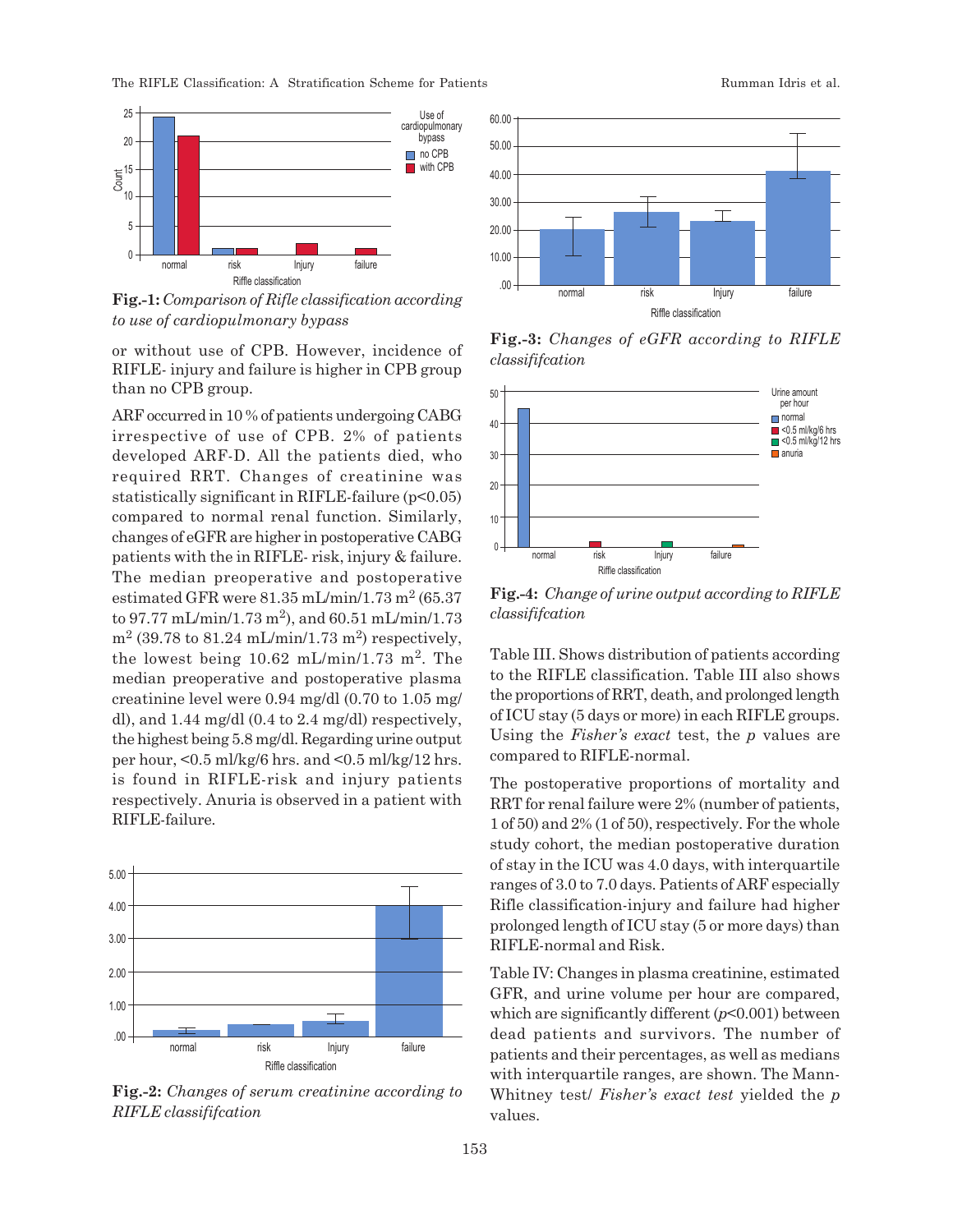Count

25

20

15

10

5

0

normal

risk

Injury

failure

Riffle classification

Use of cardiopulmonary bypass

no CPB

with CPB

**Fig.-1:** *Comparison of Rifle classification according to use of cardiopulmonary bypass*

or without use of CPB. However, incidence of RIFLE- injury and failure is higher in CPB group than no CPB group.

ARF occurred in 10 % of patients undergoing CABG irrespective of use of CPB. 2% of patients developed ARF-D. All the patients died, who required RRT. Changes of creatinine was statistically significant in RIFLE-failure ($p<0.05$) compared to normal renal function. Similarly, changes of eGFR are higher in postoperative CABG patients with the in RIFLE- risk, injury & failure. The median preoperative and postoperative estimated GFR were 81.35 mL/min/1.73 $m^2$ (65.37 to 97.77 mL/min/1.73 $m^2$), and 60.51 mL/min/1.73 $m^2$ (39.78 to 81.24 mL/min/1.73 $m^2$) respectively, the lowest being 10.62 mL/min/1.73 $m^2$. The median preoperative and postoperative plasma creatinine level were 0.94 mg/dl (0.70 to 1.05 mg/dl), and 1.44 mg/dl (0.4 to 2.4 mg/dl) respectively, the highest being 5.8 mg/dl. Regarding urine output per hour, <0.5 ml/kg/6 hrs. and <0.5 ml/kg/12 hrs. is found in RIFLE-risk and injury patients respectively. Anuria is observed in a patient with RIFLE-failure.

5.00

4.00

3.00

2.00

1.00

.00

normal

risk

Injury

failure

Riffle classification

**Fig.-2:** *Changes of serum creatinine according to RIFLE classififcation*

60.00

50.00

40.00

30.00

20.00

10.00

.00

normal

risk

Injury

failure

Riffle classification

**Fig.-3:** *Changes of eGFR according to RIFLE classififcation*

50

40

30

20

10

0

normal

risk

Injury

failure

Riffle classification

Urine amount per hour

normal

<0.5 ml/kg/6 hrs

<0.5 ml/kg/12 hrs

anuria

**Fig.-4:** *Change of urine output according to RIFLE classififcation*

Table III. Shows distribution of patients according to the RIFLE classification. Table III also shows the proportions of RRT, death, and prolonged length of ICU stay (5 days or more) in each RIFLE groups. Using the *Fisher's exact* test, the *p* values are compared to RIFLE-normal.

The postoperative proportions of mortality and RRT for renal failure were 2% (number of patients, 1 of 50) and 2% (1 of 50), respectively. For the whole study cohort, the median postoperative duration of stay in the ICU was 4.0 days, with interquartile ranges of 3.0 to 7.0 days. Patients of ARF especially Rifle classification-injury and failure had higher prolonged length of ICU stay (5 or more days) than RIFLE-normal and Risk.

Table IV: Changes in plasma creatinine, estimated GFR, and urine volume per hour are compared, which are significantly different ($p<0.001$) between dead patients and survivors. The number of patients and their percentages, as well as medians with interquartile ranges, are shown. The Mann-Whitney test/ *Fisher's exact test* yielded the *p* values.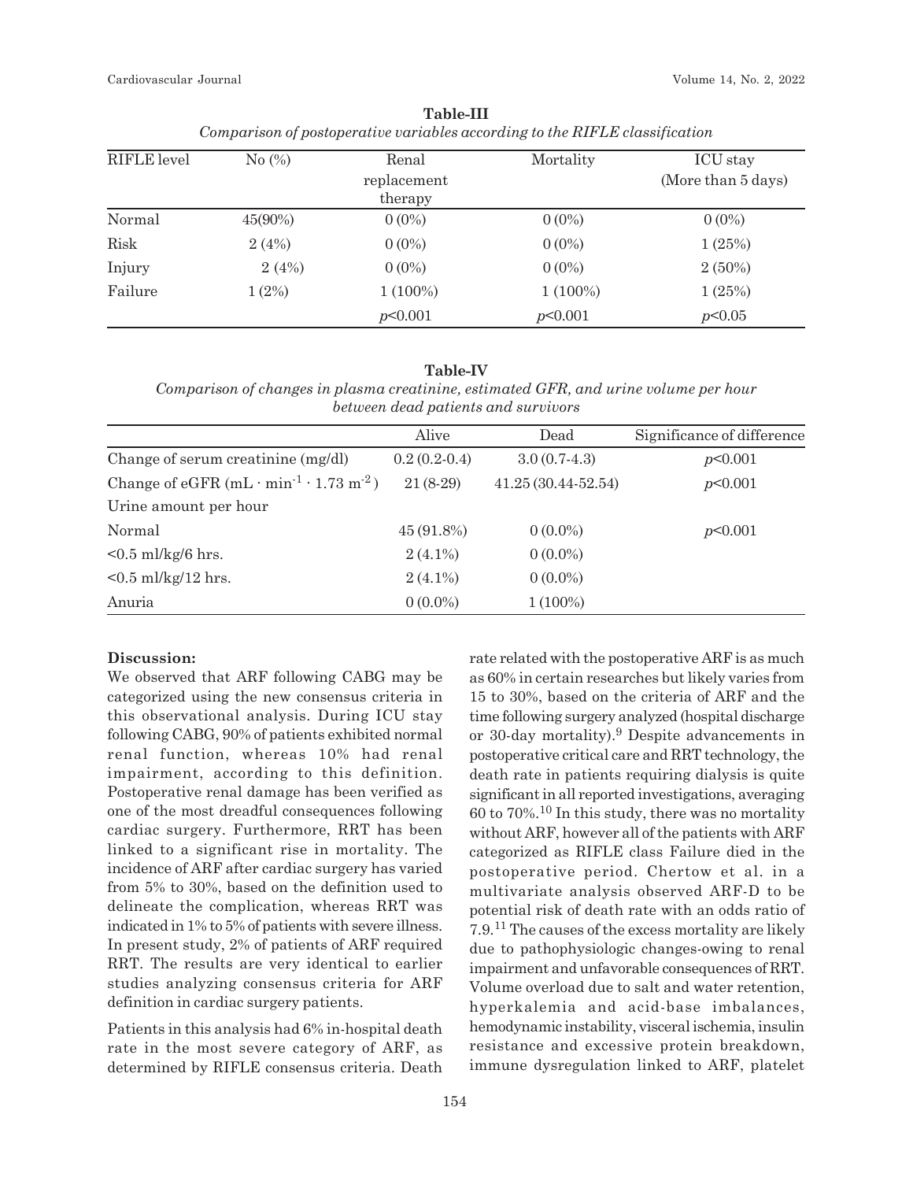**Table-III**

*Comparison of postoperative variables according to the RIFLE classification*

| RIFLE level | No (%) | Renal replacement therapy | Mortality | ICU stay (More than 5 days) |
|---|---|---|---|---|
| Normal | 45(90%) | 0 (0%) | 0 (0%) | 0 (0%) |
| Risk | 2 (4%) | 0 (0%) | 0 (0%) | 1 (25%) |
| Injury | 2 (4%) | 0 (0%) | 0 (0%) | 2 (50%) |
| Failure | 1 (2%) | 1 (100%) | 1 (100%) | 1 (25%) |
| | | $p<0.001$ | $p<0.001$ | $p<0.05$ |

**Table-IV**

*Comparison of changes in plasma creatinine, estimated GFR, and urine volume per hour between dead patients and survivors*

| | Alive | Dead | Significance of difference |
|---|---|---|---|
| Change of serum creatinine (mg/dl) | 0.2 (0.2-0.4) | 3.0 (0.7-4.3) | $p<0.001$ |
| Change of eGFR ($mL \cdot min^{-1} \cdot 1.73\ m^{-2}$) | 21 (8-29) | 41.25 (30.44-52.54) | $p<0.001$ |
| Urine amount per hour | | | |
| Normal | 45 (91.8%) | 0 (0.0%) | $p<0.001$ |
| <0.5 ml/kg/6 hrs. | 2 (4.1%) | 0 (0.0%) | |
| <0.5 ml/kg/12 hrs. | 2 (4.1%) | 0 (0.0%) | |
| Anuria | 0 (0.0%) | 1 (100%) | |

## Discussion:

We observed that ARF following CABG may be categorized using the new consensus criteria in this observational analysis. During ICU stay following CABG, 90% of patients exhibited normal renal function, whereas 10% had renal impairment, according to this definition. Postoperative renal damage has been verified as one of the most dreadful consequences following cardiac surgery. Furthermore, RRT has been linked to a significant rise in mortality. The incidence of ARF after cardiac surgery has varied from 5% to 30%, based on the definition used to delineate the complication, whereas RRT was indicated in 1% to 5% of patients with severe illness. In present study, 2% of patients of ARF required RRT. The results are very identical to earlier studies analyzing consensus criteria for ARF definition in cardiac surgery patients.

Patients in this analysis had 6% in-hospital death rate in the most severe category of ARF, as determined by RIFLE consensus criteria. Death rate related with the postoperative ARF is as much as 60% in certain researches but likely varies from 15 to 30%, based on the criteria of ARF and the time following surgery analyzed (hospital discharge or 30-day mortality).[9] Despite advancements in postoperative critical care and RRT technology, the death rate in patients requiring dialysis is quite significant in all reported investigations, averaging 60 to 70%.[10] In this study, there was no mortality without ARF, however all of the patients with ARF categorized as RIFLE class Failure died in the postoperative period. Chertow et al. in a multivariate analysis observed ARF-D to be potential risk of death rate with an odds ratio of 7.9.[11] The causes of the excess mortality are likely due to pathophysiologic changes-owing to renal impairment and unfavorable consequences of RRT. Volume overload due to salt and water retention, hyperkalemia and acid-base imbalances, hemodynamic instability, visceral ischemia, insulin resistance and excessive protein breakdown, immune dysregulation linked to ARF, platelet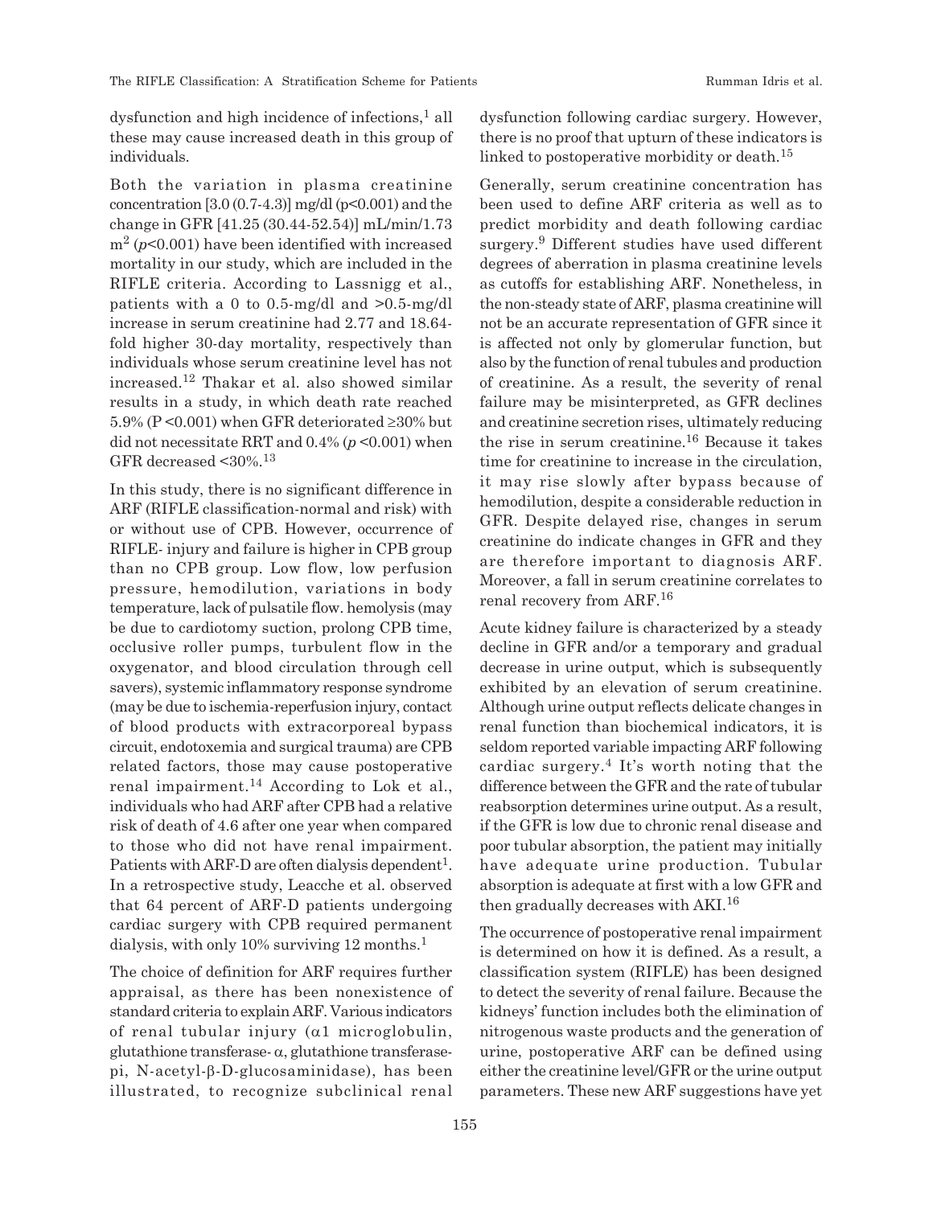dysfunction and high incidence of infections,[1] all these may cause increased death in this group of individuals.

Both the variation in plasma creatinine concentration [3.0 (0.7-4.3)] mg/dl ($p<0.001$) and the change in GFR [41.25 (30.44-52.54)] mL/min/1.73 $m^2$ ($p<0.001$) have been identified with increased mortality in our study, which are included in the RIFLE criteria. According to Lassnigg et al., patients with a 0 to 0.5-mg/dl and >0.5-mg/dl increase in serum creatinine had 2.77 and 18.64-fold higher 30-day mortality, respectively than individuals whose serum creatinine level has not increased.[12] Thakar et al. also showed similar results in a study, in which death rate reached 5.9% ($P<0.001$) when GFR deteriorated ≥30% but did not necessitate RRT and 0.4% ($p<0.001$) when GFR decreased <30%.[13]

In this study, there is no significant difference in ARF (RIFLE classification-normal and risk) with or without use of CPB. However, occurrence of RIFLE- injury and failure is higher in CPB group than no CPB group. Low flow, low perfusion pressure, hemodilution, variations in body temperature, lack of pulsatile flow. hemolysis (may be due to cardiotomy suction, prolong CPB time, occlusive roller pumps, turbulent flow in the oxygenator, and blood circulation through cell savers), systemic inflammatory response syndrome (may be due to ischemia-reperfusion injury, contact of blood products with extracorporeal bypass circuit, endotoxemia and surgical trauma) are CPB related factors, those may cause postoperative renal impairment.[14] According to Lok et al., individuals who had ARF after CPB had a relative risk of death of 4.6 after one year when compared to those who did not have renal impairment. Patients with ARF-D are often dialysis dependent[1]. In a retrospective study, Leacche et al. observed that 64 percent of ARF-D patients undergoing cardiac surgery with CPB required permanent dialysis, with only 10% surviving 12 months.[1]

The choice of definition for ARF requires further appraisal, as there has been nonexistence of standard criteria to explain ARF. Various indicators of renal tubular injury ($\alpha 1$ microglobulin, glutathione transferase- $\alpha$, glutathione transferase-pi, N-acetyl-$\beta$-D-glucosaminidase), has been illustrated, to recognize subclinical renal dysfunction following cardiac surgery. However, there is no proof that upturn of these indicators is linked to postoperative morbidity or death.[15]

Generally, serum creatinine concentration has been used to define ARF criteria as well as to predict morbidity and death following cardiac surgery.[9] Different studies have used different degrees of aberration in plasma creatinine levels as cutoffs for establishing ARF. Nonetheless, in the non-steady state of ARF, plasma creatinine will not be an accurate representation of GFR since it is affected not only by glomerular function, but also by the function of renal tubules and production of creatinine. As a result, the severity of renal failure may be misinterpreted, as GFR declines and creatinine secretion rises, ultimately reducing the rise in serum creatinine.[16] Because it takes time for creatinine to increase in the circulation, it may rise slowly after bypass because of hemodilution, despite a considerable reduction in GFR. Despite delayed rise, changes in serum creatinine do indicate changes in GFR and they are therefore important to diagnosis ARF. Moreover, a fall in serum creatinine correlates to renal recovery from ARF.[16]

Acute kidney failure is characterized by a steady decline in GFR and/or a temporary and gradual decrease in urine output, which is subsequently exhibited by an elevation of serum creatinine. Although urine output reflects delicate changes in renal function than biochemical indicators, it is seldom reported variable impacting ARF following cardiac surgery.[4] It's worth noting that the difference between the GFR and the rate of tubular reabsorption determines urine output. As a result, if the GFR is low due to chronic renal disease and poor tubular absorption, the patient may initially have adequate urine production. Tubular absorption is adequate at first with a low GFR and then gradually decreases with AKI.[16]

The occurrence of postoperative renal impairment is determined on how it is defined. As a result, a classification system (RIFLE) has been designed to detect the severity of renal failure. Because the kidneys' function includes both the elimination of nitrogenous waste products and the generation of urine, postoperative ARF can be defined using either the creatinine level/GFR or the urine output parameters. These new ARF suggestions have yet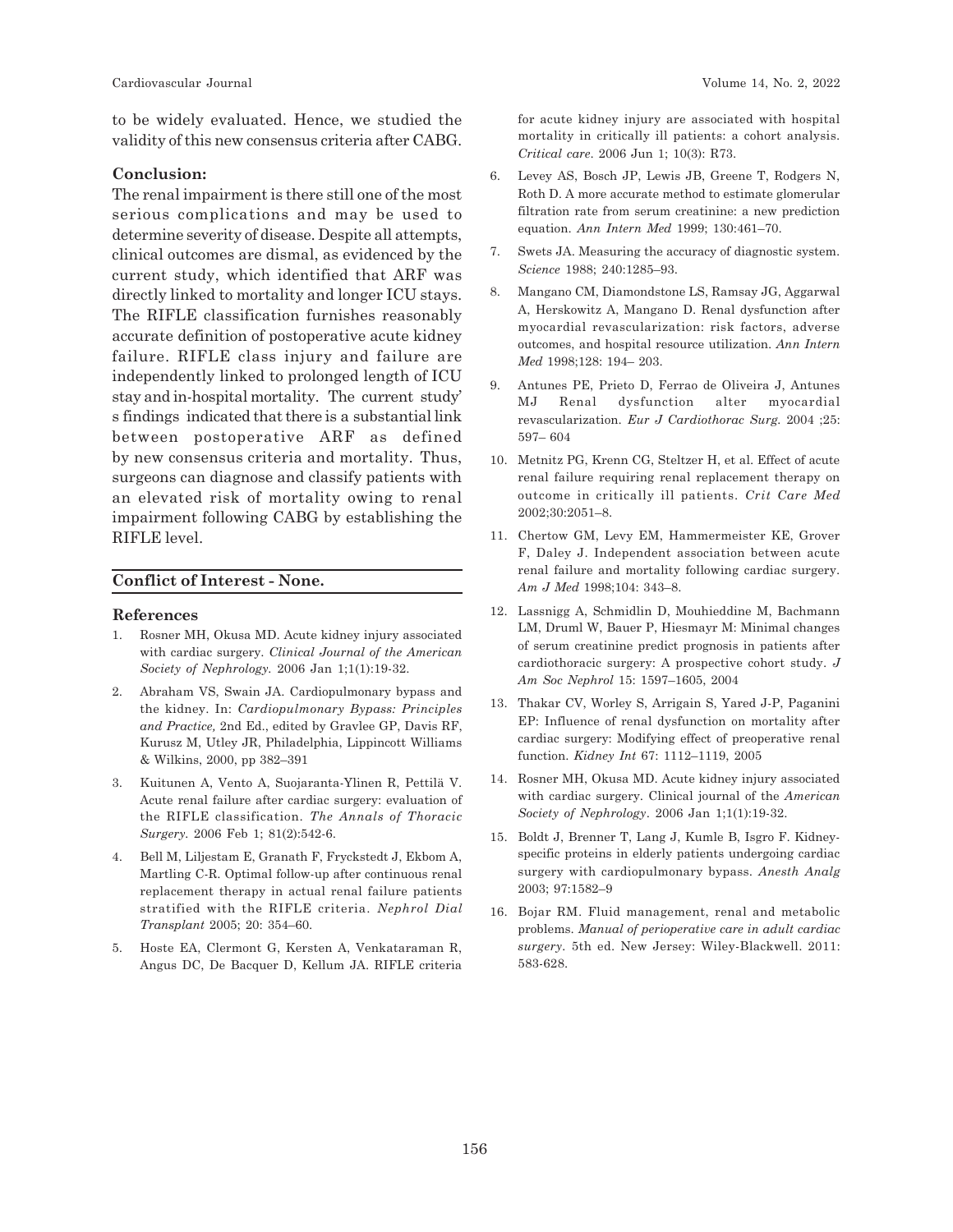to be widely evaluated. Hence, we studied the validity of this new consensus criteria after CABG.

## Conclusion:

The renal impairment is there still one of the most serious complications and may be used to determine severity of disease. Despite all attempts, clinical outcomes are dismal, as evidenced by the current study, which identified that ARF was directly linked to mortality and longer ICU stays. The RIFLE classification furnishes reasonably accurate definition of postoperative acute kidney failure. RIFLE class injury and failure are independently linked to prolonged length of ICU stay and in-hospital mortality. The current study' s findings indicated that there is a substantial link between postoperative ARF as defined by new consensus criteria and mortality. Thus, surgeons can diagnose and classify patients with an elevated risk of mortality owing to renal impairment following CABG by establishing the RIFLE level.

## Conflict of Interest - None.

## References

1. Rosner MH, Okusa MD. Acute kidney injury associated with cardiac surgery. *Clinical Journal of the American Society of Nephrology.* 2006 Jan 1;1(1):19-32.
2. Abraham VS, Swain JA. Cardiopulmonary bypass and the kidney. In: *Cardiopulmonary Bypass: Principles and Practice,* 2nd Ed., edited by Gravlee GP, Davis RF, Kurusz M, Utley JR, Philadelphia, Lippincott Williams & Wilkins, 2000, pp 382–391
3. Kuitunen A, Vento A, Suojaranta-Ylinen R, Pettilä V. Acute renal failure after cardiac surgery: evaluation of the RIFLE classification. *The Annals of Thoracic Surgery.* 2006 Feb 1; 81(2):542-6.
4. Bell M, Liljestam E, Granath F, Fryckstedt J, Ekbom A, Martling C-R. Optimal follow-up after continuous renal replacement therapy in actual renal failure patients stratified with the RIFLE criteria. *Nephrol Dial Transplant* 2005; 20: 354–60.
5. Hoste EA, Clermont G, Kersten A, Venkataraman R, Angus DC, De Bacquer D, Kellum JA. RIFLE criteria for acute kidney injury are associated with hospital mortality in critically ill patients: a cohort analysis. *Critical care.* 2006 Jun 1; 10(3): R73.
6. Levey AS, Bosch JP, Lewis JB, Greene T, Rodgers N, Roth D. A more accurate method to estimate glomerular filtration rate from serum creatinine: a new prediction equation. *Ann Intern Med* 1999; 130:461–70.
7. Swets JA. Measuring the accuracy of diagnostic system. *Science* 1988; 240:1285–93.
8. Mangano CM, Diamondstone LS, Ramsay JG, Aggarwal A, Herskowitz A, Mangano D. Renal dysfunction after myocardial revascularization: risk factors, adverse outcomes, and hospital resource utilization. *Ann Intern Med* 1998;128: 194– 203.
9. Antunes PE, Prieto D, Ferrao de Oliveira J, Antunes MJ Renal dysfunction alter myocardial revascularization. *Eur J Cardiothorac Surg.* 2004 ;25: 597– 604
10. Metnitz PG, Krenn CG, Steltzer H, et al. Effect of acute renal failure requiring renal replacement therapy on outcome in critically ill patients. *Crit Care Med* 2002;30:2051–8.
11. Chertow GM, Levy EM, Hammermeister KE, Grover F, Daley J. Independent association between acute renal failure and mortality following cardiac surgery. *Am J Med* 1998;104: 343–8.
12. Lassnigg A, Schmidlin D, Mouhieddine M, Bachmann LM, Druml W, Bauer P, Hiesmayr M: Minimal changes of serum creatinine predict prognosis in patients after cardiothoracic surgery: A prospective cohort study. *J Am Soc Nephrol* 15: 1597–1605, 2004
13. Thakar CV, Worley S, Arrigain S, Yared J-P, Paganini EP: Influence of renal dysfunction on mortality after cardiac surgery: Modifying effect of preoperative renal function. *Kidney Int* 67: 1112–1119, 2005
14. Rosner MH, Okusa MD. Acute kidney injury associated with cardiac surgery. Clinical journal of the *American Society of Nephrology*. 2006 Jan 1;1(1):19-32.
15. Boldt J, Brenner T, Lang J, Kumle B, Isgro F. Kidney-specific proteins in elderly patients undergoing cardiac surgery with cardiopulmonary bypass. *Anesth Analg* 2003; 97:1582–9
16. Bojar RM. Fluid management, renal and metabolic problems. *Manual of perioperative care in adult cardiac surgery*. 5th ed. New Jersey: Wiley-Blackwell. 2011: 583-628.